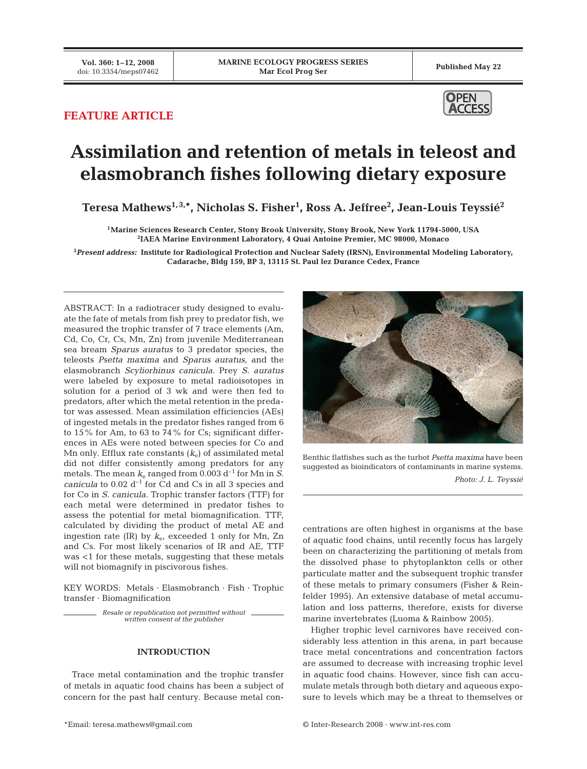FEATURE ARTICLE

# Assimilation and retention of metals in teleost and elasmobranch fishes following dietary exposure

**Teresa Mathews[1,3,*], Nicholas S. Fisher[1], Ross A. Jeffree[2], Jean-Louis Teyssié[2]**

[1]Marine Sciences Research Center, Stony Brook University, Stony Brook, New York 11794-5000, USA
[2]IAEA Marine Environment Laboratory, 4 Quai Antoine Premier, MC 98000, Monaco

[3]*Present address:* Institute for Radiological Protection and Nuclear Safety (IRSN), Environmental Modeling Laboratory, Cadarache, Bldg 159, BP 3, 13115 St. Paul lez Durance Cedex, France

ABSTRACT: In a radiotracer study designed to evaluate the fate of metals from fish prey to predator fish, we measured the trophic transfer of 7 trace elements (Am, Cd, Co, Cr, Cs, Mn, Zn) from juvenile Mediterranean sea bream *Sparus auratus* to 3 predator species, the teleosts *Psetta maxima* and *Sparus auratus*, and the elasmobranch *Scyliorhinus canicula*. Prey *S. auratus* were labeled by exposure to metal radioisotopes in solution for a period of 3 wk and were then fed to predators, after which the metal retention in the predator was assessed. Mean assimilation efficiencies (AEs) of ingested metals in the predator fishes ranged from 6 to 15% for Am, to 63 to 74% for Cs; significant differences in AEs were noted between species for Co and Mn only. Efflux rate constants ($k_e$) of assimilated metal did not differ consistently among predators for any metals. The mean $k_e$ ranged from 0.003 $d^{-1}$ for Mn in *S. canicula* to 0.02 $d^{-1}$ for Cd and Cs in all 3 species and for Co in *S. canicula*. Trophic transfer factors (TTF) for each metal were determined in predator fishes to assess the potential for metal biomagnification. TTF, calculated by dividing the product of metal AE and ingestion rate (IR) by $k_e$, exceeded 1 only for Mn, Zn and Cs. For most likely scenarios of IR and AE, TTF was <1 for these metals, suggesting that these metals will not biomagnify in piscivorous fishes.

KEY WORDS: Metals · Elasmobranch · Fish · Trophic transfer · Biomagnification

*Resale or republication not permitted without written consent of the publisher*

Benthic flatfishes such as the turbot *Psetta maxima* have been suggested as bioindicators of contaminants in marine systems.
*Photo: J. L. Teyssié*

## INTRODUCTION

Trace metal contamination and the trophic transfer of metals in aquatic food chains has been a subject of concern for the past half century. Because metal concentrations are often highest in organisms at the base of aquatic food chains, until recently focus has largely been on characterizing the partitioning of metals from the dissolved phase to phytoplankton cells or other particulate matter and the subsequent trophic transfer of these metals to primary consumers (Fisher & Reinfelder 1995). An extensive database of metal accumulation and loss patterns, therefore, exists for diverse marine invertebrates (Luoma & Rainbow 2005).

Higher trophic level carnivores have received considerably less attention in this arena, in part because trace metal concentrations and concentration factors are assumed to decrease with increasing trophic level in aquatic food chains. However, since fish can accumulate metals through both dietary and aqueous exposure to levels which may be a threat to themselves or

*Email: teresa.mathews@gmail.com

© Inter-Research 2008 · www.int-res.com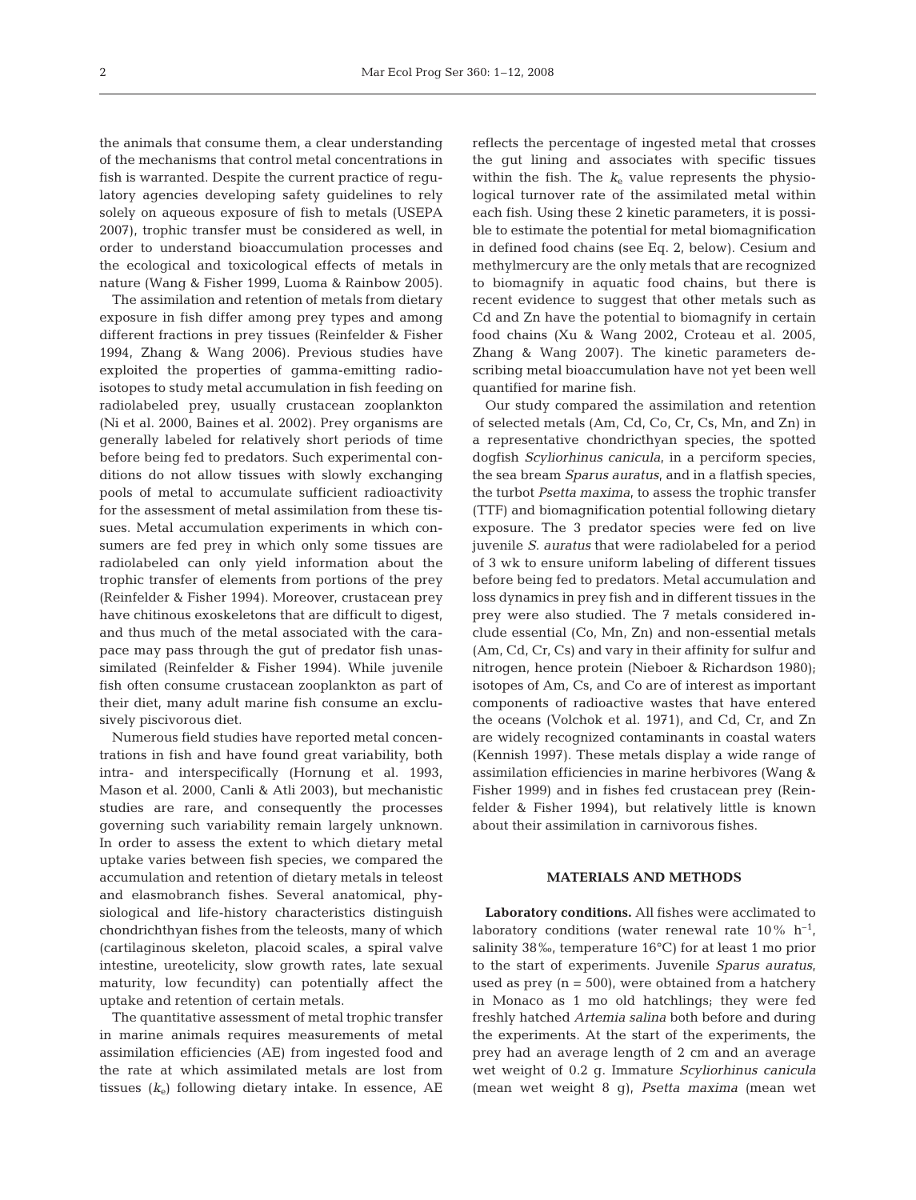the animals that consume them, a clear understanding of the mechanisms that control metal concentrations in fish is warranted. Despite the current practice of regulatory agencies developing safety guidelines to rely solely on aqueous exposure of fish to metals (USEPA 2007), trophic transfer must be considered as well, in order to understand bioaccumulation processes and the ecological and toxicological effects of metals in nature (Wang & Fisher 1999, Luoma & Rainbow 2005).

The assimilation and retention of metals from dietary exposure in fish differ among prey types and among different fractions in prey tissues (Reinfelder & Fisher 1994, Zhang & Wang 2006). Previous studies have exploited the properties of gamma-emitting radioisotopes to study metal accumulation in fish feeding on radiolabeled prey, usually crustacean zooplankton (Ni et al. 2000, Baines et al. 2002). Prey organisms are generally labeled for relatively short periods of time before being fed to predators. Such experimental conditions do not allow tissues with slowly exchanging pools of metal to accumulate sufficient radioactivity for the assessment of metal assimilation from these tissues. Metal accumulation experiments in which consumers are fed prey in which only some tissues are radiolabeled can only yield information about the trophic transfer of elements from portions of the prey (Reinfelder & Fisher 1994). Moreover, crustacean prey have chitinous exoskeletons that are difficult to digest, and thus much of the metal associated with the carapace may pass through the gut of predator fish unassimilated (Reinfelder & Fisher 1994). While juvenile fish often consume crustacean zooplankton as part of their diet, many adult marine fish consume an exclusively piscivorous diet.

Numerous field studies have reported metal concentrations in fish and have found great variability, both intra- and interspecifically (Hornung et al. 1993, Mason et al. 2000, Canli & Atli 2003), but mechanistic studies are rare, and consequently the processes governing such variability remain largely unknown. In order to assess the extent to which dietary metal uptake varies between fish species, we compared the accumulation and retention of dietary metals in teleost and elasmobranch fishes. Several anatomical, physiological and life-history characteristics distinguish chondrichthyan fishes from the teleosts, many of which (cartilaginous skeleton, placoid scales, a spiral valve intestine, ureotelicity, slow growth rates, late sexual maturity, low fecundity) can potentially affect the uptake and retention of certain metals.

The quantitative assessment of metal trophic transfer in marine animals requires measurements of metal assimilation efficiencies (AE) from ingested food and the rate at which assimilated metals are lost from tissues ($k_e$) following dietary intake. In essence, AE reflects the percentage of ingested metal that crosses the gut lining and associates with specific tissues within the fish. The $k_e$ value represents the physiological turnover rate of the assimilated metal within each fish. Using these 2 kinetic parameters, it is possible to estimate the potential for metal biomagnification in defined food chains (see Eq. 2, below). Cesium and methylmercury are the only metals that are recognized to biomagnify in aquatic food chains, but there is recent evidence to suggest that other metals such as Cd and Zn have the potential to biomagnify in certain food chains (Xu & Wang 2002, Croteau et al. 2005, Zhang & Wang 2007). The kinetic parameters describing metal bioaccumulation have not yet been well quantified for marine fish.

Our study compared the assimilation and retention of selected metals (Am, Cd, Co, Cr, Cs, Mn, and Zn) in a representative chondricthyan species, the spotted dogfish *Scyliorhinus canicula*, in a perciform species, the sea bream *Sparus auratus*, and in a flatfish species, the turbot *Psetta maxima*, to assess the trophic transfer (TTF) and biomagnification potential following dietary exposure. The 3 predator species were fed on live juvenile *S. auratus* that were radiolabeled for a period of 3 wk to ensure uniform labeling of different tissues before being fed to predators. Metal accumulation and loss dynamics in prey fish and in different tissues in the prey were also studied. The 7 metals considered include essential (Co, Mn, Zn) and non-essential metals (Am, Cd, Cr, Cs) and vary in their affinity for sulfur and nitrogen, hence protein (Nieboer & Richardson 1980); isotopes of Am, Cs, and Co are of interest as important components of radioactive wastes that have entered the oceans (Volchok et al. 1971), and Cd, Cr, and Zn are widely recognized contaminants in coastal waters (Kennish 1997). These metals display a wide range of assimilation efficiencies in marine herbivores (Wang & Fisher 1999) and in fishes fed crustacean prey (Reinfelder & Fisher 1994), but relatively little is known about their assimilation in carnivorous fishes.

## MATERIALS AND METHODS

**Laboratory conditions.** All fishes were acclimated to laboratory conditions (water renewal rate 10% $h^{-1}$, salinity 38‰, temperature 16°C) for at least 1 mo prior to the start of experiments. Juvenile *Sparus auratus*, used as prey (n = 500), were obtained from a hatchery in Monaco as 1 mo old hatchlings; they were fed freshly hatched *Artemia salina* both before and during the experiments. At the start of the experiments, the prey had an average length of 2 cm and an average wet weight of 0.2 g. Immature *Scyliorhinus canicula* (mean wet weight 8 g), *Psetta maxima* (mean wet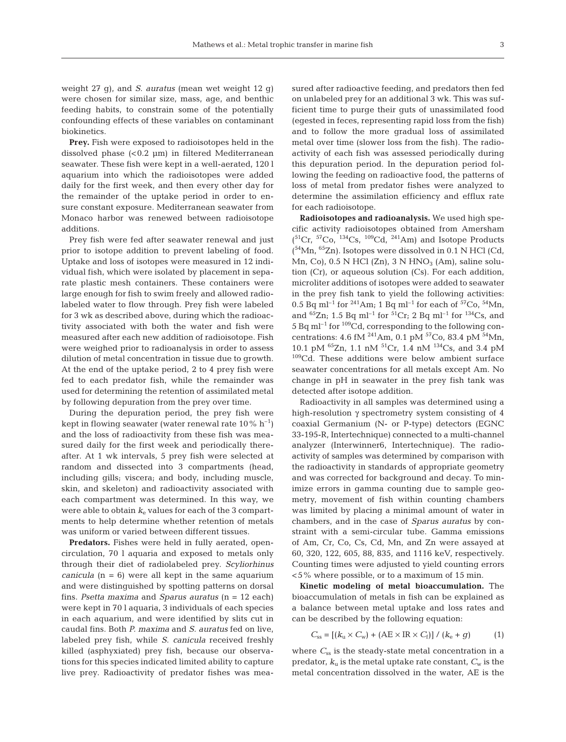weight 27 g), and *S. auratus* (mean wet weight 12 g) were chosen for similar size, mass, age, and benthic feeding habits, to constrain some of the potentially confounding effects of these variables on contaminant biokinetics.

**Prey.** Fish were exposed to radioisotopes held in the dissolved phase (<0.2 µm) in filtered Mediterranean seawater. These fish were kept in a well-aerated, 120 l aquarium into which the radioisotopes were added daily for the first week, and then every other day for the remainder of the uptake period in order to ensure constant exposure. Mediterranean seawater from Monaco harbor was renewed between radioisotope additions.

Prey fish were fed after seawater renewal and just prior to isotope addition to prevent labeling of food. Uptake and loss of isotopes were measured in 12 individual fish, which were isolated by placement in separate plastic mesh containers. These containers were large enough for fish to swim freely and allowed radiolabeled water to flow through. Prey fish were labeled for 3 wk as described above, during which the radioactivity associated with both the water and fish were measured after each new addition of radioisotope. Fish were weighed prior to radioanalysis in order to assess dilution of metal concentration in tissue due to growth. At the end of the uptake period, 2 to 4 prey fish were fed to each predator fish, while the remainder was used for determining the retention of assimilated metal by following depuration from the prey over time.

During the depuration period, the prey fish were kept in flowing seawater (water renewal rate 10% $h^{-1}$) and the loss of radioactivity from these fish was measured daily for the first week and periodically thereafter. At 1 wk intervals, 5 prey fish were selected at random and dissected into 3 compartments (head, including gills; viscera; and body, including muscle, skin, and skeleton) and radioactivity associated with each compartment was determined. In this way, we were able to obtain $k_e$ values for each of the 3 compartments to help determine whether retention of metals was uniform or varied between different tissues.

**Predators.** Fishes were held in fully aerated, open-circulation, 70 l aquaria and exposed to metals only through their diet of radiolabeled prey. *Scyliorhinus canicula* (n = 6) were all kept in the same aquarium and were distinguished by spotting patterns on dorsal fins. *Psetta maxima* and *Sparus auratus* (n = 12 each) were kept in 70 l aquaria, 3 individuals of each species in each aquarium, and were identified by slits cut in caudal fins. Both *P. maxima* and *S. auratus* fed on live, labeled prey fish, while *S. canicula* received freshly killed (asphyxiated) prey fish, because our observations for this species indicated limited ability to capture live prey. Radioactivity of predator fishes was measured after radioactive feeding, and predators then fed on unlabeled prey for an additional 3 wk. This was sufficient time to purge their guts of unassimilated food (egested in feces, representing rapid loss from the fish) and to follow the more gradual loss of assimilated metal over time (slower loss from the fish). The radioactivity of each fish was assessed periodically during this depuration period. In the depuration period following the feeding on radioactive food, the patterns of loss of metal from predator fishes were analyzed to determine the assimilation efficiency and efflux rate for each radioisotope.

**Radioisotopes and radioanalysis.** We used high specific activity radioisotopes obtained from Amersham ($^{51}Cr$, $^{57}Co$, $^{134}Cs$, $^{109}Cd$, $^{241}Am$) and Isotope Products ($^{54}Mn$, $^{65}Zn$). Isotopes were dissolved in 0.1 N HCl (Cd, Mn, Co), 0.5 N HCl (Zn), 3 N $HNO_3$ (Am), saline solution (Cr), or aqueous solution (Cs). For each addition, microliter additions of isotopes were added to seawater in the prey fish tank to yield the following activities: 0.5 Bq $ml^{-1}$ for $^{241}Am$; 1 Bq $ml^{-1}$ for each of $^{57}Co$, $^{54}Mn$, and $^{65}Zn$; 1.5 Bq $ml^{-1}$ for $^{51}Cr$; 2 Bq $ml^{-1}$ for $^{134}Cs$, and 5 Bq $ml^{-1}$ for $^{109}Cd$, corresponding to the following concentrations: 4.6 fM $^{241}Am$, 0.1 pM $^{57}Co$, 83.4 pM $^{54}Mn$, 10.1 pM $^{65}Zn$, 1.1 nM $^{51}Cr$, 1.4 nM $^{134}Cs$, and 3.4 pM $^{109}Cd$. These additions were below ambient surface seawater concentrations for all metals except Am. No change in pH in seawater in the prey fish tank was detected after isotope addition.

Radioactivity in all samples was determined using a high-resolution γ spectrometry system consisting of 4 coaxial Germanium (N- or P-type) detectors (EGNC 33-195-R, Intertechnique) connected to a multi-channel analyzer (Interwinner6, Intertechnique). The radioactivity of samples was determined by comparison with the radioactivity in standards of appropriate geometry and was corrected for background and decay. To minimize errors in gamma counting due to sample geometry, movement of fish within counting chambers was limited by placing a minimal amount of water in chambers, and in the case of *Sparus auratus* by constraint with a semi-circular tube. Gamma emissions of Am, Cr, Co, Cs, Cd, Mn, and Zn were assayed at 60, 320, 122, 605, 88, 835, and 1116 keV, respectively. Counting times were adjusted to yield counting errors <5% where possible, or to a maximum of 15 min.

**Kinetic modeling of metal bioaccumulation.** The bioaccumulation of metals in fish can be explained as a balance between metal uptake and loss rates and can be described by the following equation:

$$C_{ss} = [(k_u \times C_w) + (AE \times IR \times C_f)] / (k_e + g) \quad (1)$$

where $C_{ss}$ is the steady-state metal concentration in a predator, $k_u$ is the metal uptake rate constant, $C_w$ is the metal concentration dissolved in the water, AE is the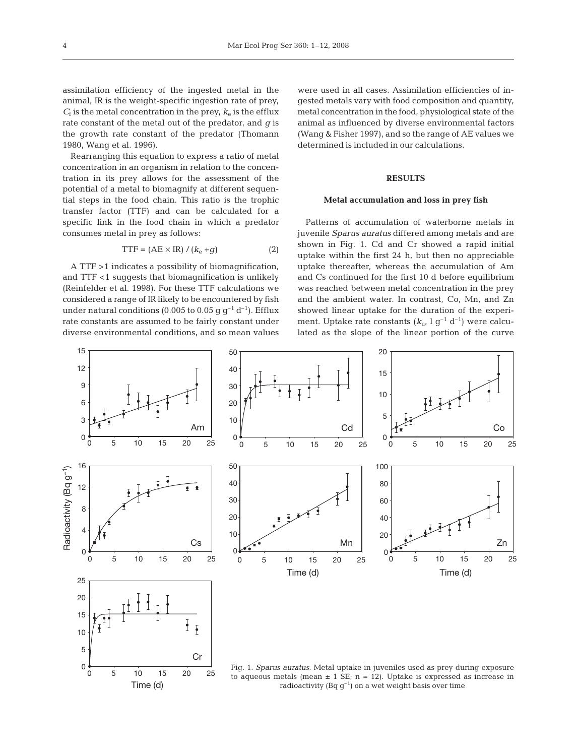assimilation efficiency of the ingested metal in the animal, IR is the weight-specific ingestion rate of prey, $C_f$ is the metal concentration in the prey, $k_e$ is the efflux rate constant of the metal out of the predator, and $g$ is the growth rate constant of the predator (Thomann 1980, Wang et al. 1996).

Rearranging this equation to express a ratio of metal concentration in an organism in relation to the concentration in its prey allows for the assessment of the potential of a metal to biomagnify at different sequential steps in the food chain. This ratio is the trophic transfer factor (TTF) and can be calculated for a specific link in the food chain in which a predator consumes metal in prey as follows:

$$\text{TTF} = (\text{AE} \times \text{IR}) / (k_e + g) \qquad (2)$$

A TTF >1 indicates a possibility of biomagnification, and TTF <1 suggests that biomagnification is unlikely (Reinfelder et al. 1998). For these TTF calculations we considered a range of IR likely to be encountered by fish under natural conditions (0.005 to 0.05 g $g^{-1}$ $d^{-1}$). Efflux rate constants are assumed to be fairly constant under diverse environmental conditions, and so mean values were used in all cases. Assimilation efficiencies of ingested metals vary with food composition and quantity, metal concentration in the food, physiological state of the animal as influenced by diverse environmental factors (Wang & Fisher 1997), and so the range of AE values we determined is included in our calculations.

## RESULTS

### Metal accumulation and loss in prey fish

Patterns of accumulation of waterborne metals in juvenile *Sparus auratus* differed among metals and are shown in Fig. 1. Cd and Cr showed a rapid initial uptake within the first 24 h, but then no appreciable uptake thereafter, whereas the accumulation of Am and Cs continued for the first 10 d before equilibrium was reached between metal concentration in the prey and the ambient water. In contrast, Co, Mn, and Zn showed linear uptake for the duration of the experiment. Uptake rate constants ($k_u$, l $g^{-1}$ $d^{-1}$) were calculated as the slope of the linear portion of the curve

Fig. 1. *Sparus auratus*. Metal uptake in juveniles used as prey during exposure to aqueous metals (mean ± 1 SE; n = 12). Uptake is expressed as increase in radioactivity (Bq $g^{-1}$) on a wet weight basis over time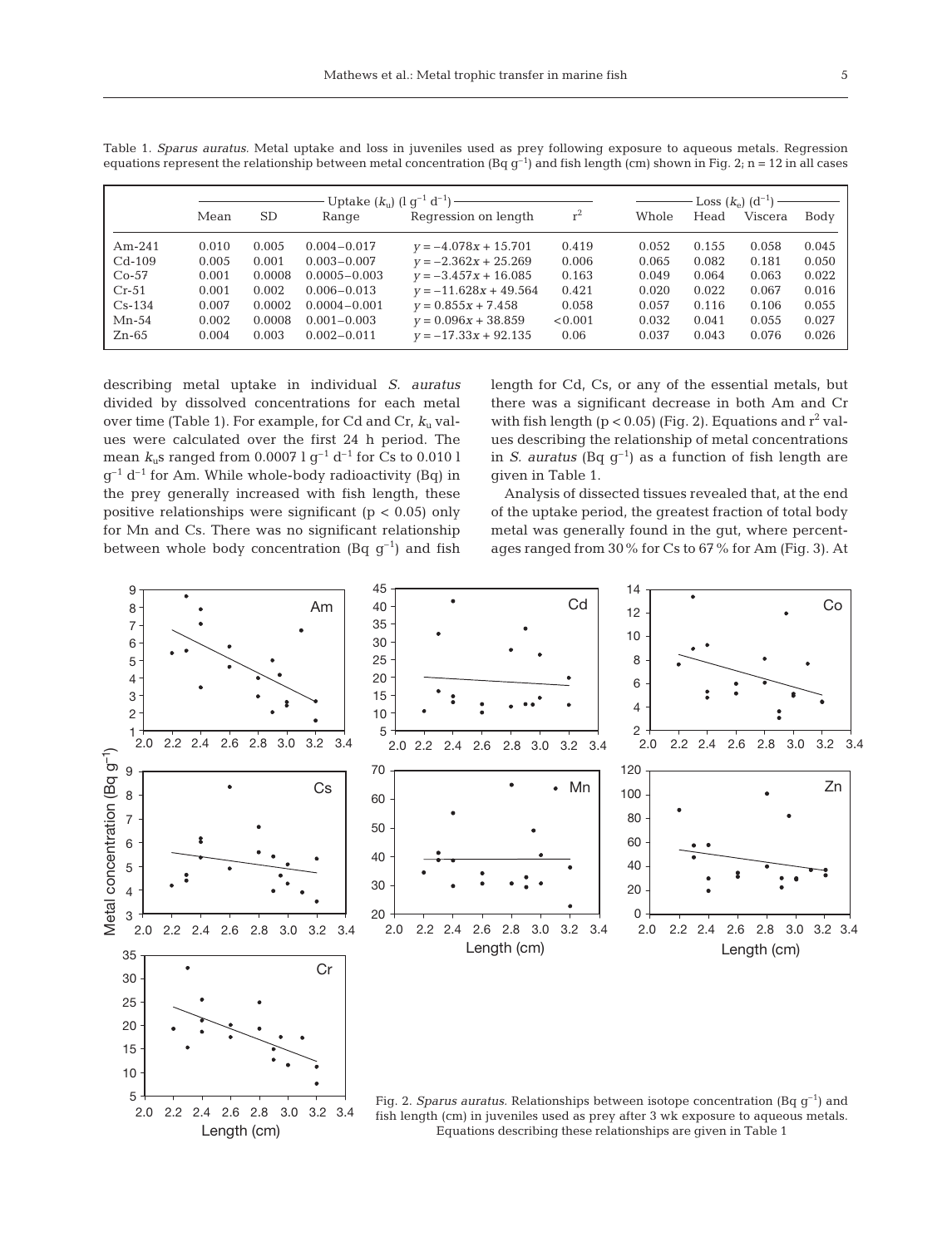Table 1. *Sparus auratus*. Metal uptake and loss in juveniles used as prey following exposure to aqueous metals. Regression equations represent the relationship between metal concentration (Bq $g^{-1}$) and fish length (cm) shown in Fig. 2; n = 12 in all cases

| | Uptake ($k_u$) (l $g^{-1}$ $d^{-1}$) | | | | | Loss ($k_e$) ($d^{-1}$) | | | |
|---|---|---|---|---|---|---|---|---|---|
| | Mean | SD | Range | Regression on length | $r^2$ | Whole | Head | Viscera | Body |
| Am-241 | 0.010 | 0.005 | 0.004–0.017 | $y = -4.078x + 15.701$ | 0.419 | 0.052 | 0.155 | 0.058 | 0.045 |
| Cd-109 | 0.005 | 0.001 | 0.003–0.007 | $y = -2.362x + 25.269$ | 0.006 | 0.065 | 0.082 | 0.181 | 0.050 |
| Co-57 | 0.001 | 0.0008 | 0.0005–0.003 | $y = -3.457x + 16.085$ | 0.163 | 0.049 | 0.064 | 0.063 | 0.022 |
| Cr-51 | 0.001 | 0.002 | 0.006–0.013 | $y = -11.628x + 49.564$ | 0.421 | 0.020 | 0.022 | 0.067 | 0.016 |
| Cs-134 | 0.007 | 0.0002 | 0.0004–0.001 | $y = 0.855x + 7.458$ | 0.058 | 0.057 | 0.116 | 0.106 | 0.055 |
| Mn-54 | 0.002 | 0.0008 | 0.001–0.003 | $y = 0.096x + 38.859$ | <0.001 | 0.032 | 0.041 | 0.055 | 0.027 |
| Zn-65 | 0.004 | 0.003 | 0.002–0.011 | $y = -17.33x + 92.135$ | 0.06 | 0.037 | 0.043 | 0.076 | 0.026 |

describing metal uptake in individual *S. auratus* divided by dissolved concentrations for each metal over time (Table 1). For example, for Cd and Cr, $k_u$ values were calculated over the first 24 h period. The mean $k_u$s ranged from 0.0007 l $g^{-1}$ $d^{-1}$ for Cs to 0.010 l $g^{-1}$ $d^{-1}$ for Am. While whole-body radioactivity (Bq) in the prey generally increased with fish length, these positive relationships were significant ($p < 0.05$) only for Mn and Cs. There was no significant relationship between whole body concentration (Bq $g^{-1}$) and fish length for Cd, Cs, or any of the essential metals, but there was a significant decrease in both Am and Cr with fish length ($p < 0.05$) (Fig. 2). Equations and $r^2$ values describing the relationship of metal concentrations in *S. auratus* (Bq $g^{-1}$) as a function of fish length are given in Table 1.

Analysis of dissected tissues revealed that, at the end of the uptake period, the greatest fraction of total body metal was generally found in the gut, where percentages ranged from 30% for Cs to 67% for Am (Fig. 3). At

Fig. 2. *Sparus auratus*. Relationships between isotope concentration (Bq $g^{-1}$) and fish length (cm) in juveniles used as prey after 3 wk exposure to aqueous metals. Equations describing these relationships are given in Table 1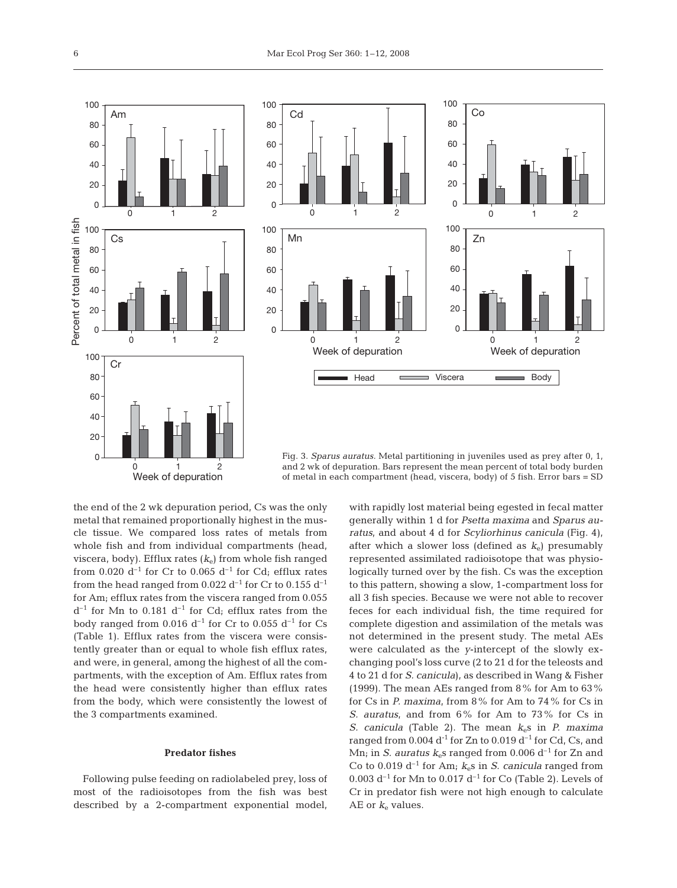Fig. 3. *Sparus auratus*. Metal partitioning in juveniles used as prey after 0, 1, and 2 wk of depuration. Bars represent the mean percent of total body burden of metal in each compartment (head, viscera, body) of 5 fish. Error bars = SD

the end of the 2 wk depuration period, Cs was the only metal that remained proportionally highest in the muscle tissue. We compared loss rates of metals from whole fish and from individual compartments (head, viscera, body). Efflux rates ($k_e$) from whole fish ranged from 0.020 $d^{-1}$ for Cr to 0.065 $d^{-1}$ for Cd; efflux rates from the head ranged from 0.022 $d^{-1}$ for Cr to 0.155 $d^{-1}$ for Am; efflux rates from the viscera ranged from 0.055 $d^{-1}$ for Mn to 0.181 $d^{-1}$ for Cd; efflux rates from the body ranged from 0.016 $d^{-1}$ for Cr to 0.055 $d^{-1}$ for Cs (Table 1). Efflux rates from the viscera were consistently greater than or equal to whole fish efflux rates, and were, in general, among the highest of all the compartments, with the exception of Am. Efflux rates from the head were consistently higher than efflux rates from the body, which were consistently the lowest of the 3 compartments examined.

### Predator fishes

Following pulse feeding on radiolabeled prey, loss of most of the radioisotopes from the fish was best described by a 2-compartment exponential model, with rapidly lost material being egested in fecal matter generally within 1 d for *Psetta maxima* and *Sparus auratus*, and about 4 d for *Scyliorhinus canicula* (Fig. 4), after which a slower loss (defined as $k_e$) presumably represented assimilated radioisotope that was physiologically turned over by the fish. Cs was the exception to this pattern, showing a slow, 1-compartment loss for all 3 fish species. Because we were not able to recover feces for each individual fish, the time required for complete digestion and assimilation of the metals was not determined in the present study. The metal AEs were calculated as the *y*-intercept of the slowly exchanging pool's loss curve (2 to 21 d for the teleosts and 4 to 21 d for *S. canicula*), as described in Wang & Fisher (1999). The mean AEs ranged from 8% for Am to 63% for Cs in *P. maxima*, from 8% for Am to 74% for Cs in *S. auratus*, and from 6% for Am to 73% for Cs in *S. canicula* (Table 2). The mean $k_e$s in *P. maxima* ranged from 0.004 $d^{-1}$ for Zn to 0.019 $d^{-1}$ for Cd, Cs, and Mn; in *S. auratus* $k_e$s ranged from 0.006 $d^{-1}$ for Zn and Co to 0.019 $d^{-1}$ for Am; $k_e$s in *S. canicula* ranged from 0.003 $d^{-1}$ for Mn to 0.017 $d^{-1}$ for Co (Table 2). Levels of Cr in predator fish were not high enough to calculate AE or $k_e$ values.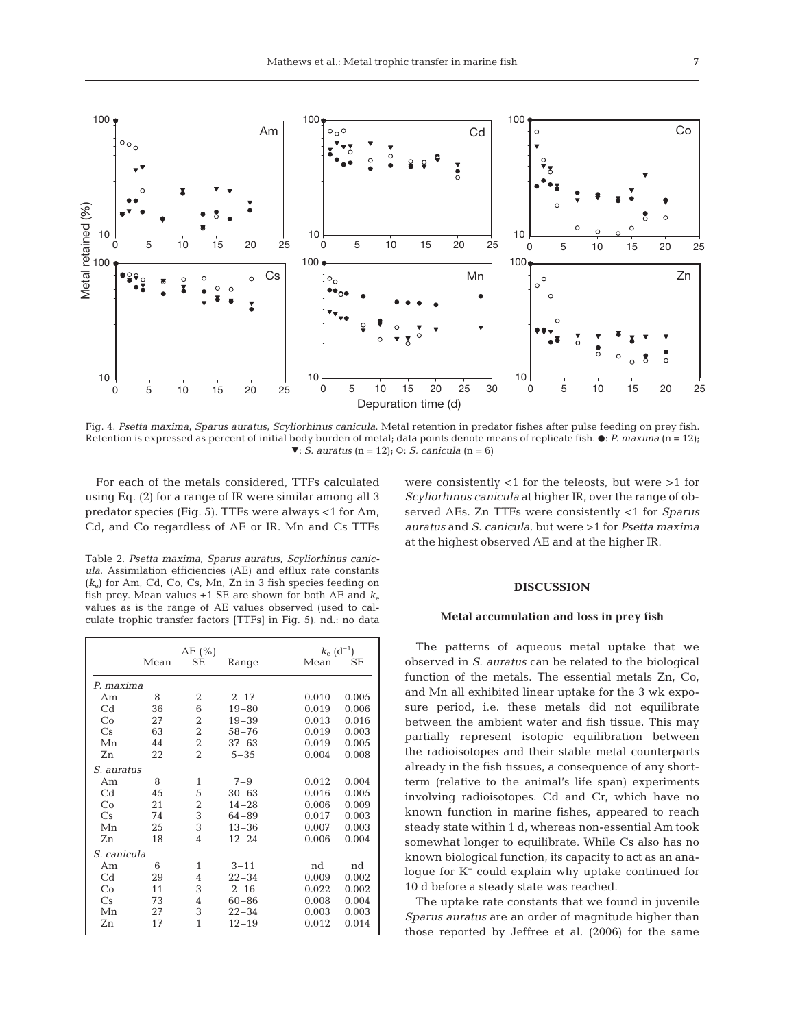Fig. 4. *Psetta maxima*, *Sparus auratus*, *Scyliorhinus canicula*. Metal retention in predator fishes after pulse feeding on prey fish. Retention is expressed as percent of initial body burden of metal; data points denote means of replicate fish. ●: *P. maxima* (n = 12); ▼: *S. auratus* (n = 12); ○: *S. canicula* (n = 6)

For each of the metals considered, TTFs calculated using Eq. (2) for a range of IR were similar among all 3 predator species (Fig. 5). TTFs were always <1 for Am, Cd, and Co regardless of AE or IR. Mn and Cs TTFs were consistently <1 for the teleosts, but were >1 for *Scyliorhinus canicula* at higher IR, over the range of observed AEs. Zn TTFs were consistently <1 for *Sparus auratus* and *S. canicula*, but were >1 for *Psetta maxima* at the highest observed AE and at the higher IR.

Table 2. *Psetta maxima*, *Sparus auratus*, *Scyliorhinus canicula*. Assimilation efficiencies (AE) and efflux rate constants ($k_e$) for Am, Cd, Co, Cs, Mn, Zn in 3 fish species feeding on fish prey. Mean values ±1 SE are shown for both AE and $k_e$ values as is the range of AE values observed (used to calculate trophic transfer factors [TTFs] in Fig. 5). nd.: no data

| | AE (%) | | | $k_e$ (d$^{-1}$) | |
|---|---|---|---|---|---|
| | Mean | SE | Range | Mean | SE |
| *P. maxima* | | | | | |
| Am | 8 | 2 | 2–17 | 0.010 | 0.005 |
| Cd | 36 | 6 | 19–80 | 0.019 | 0.006 |
| Co | 27 | 2 | 19–39 | 0.013 | 0.016 |
| Cs | 63 | 2 | 58–76 | 0.019 | 0.003 |
| Mn | 44 | 2 | 37–63 | 0.019 | 0.005 |
| Zn | 22 | 2 | 5–35 | 0.004 | 0.008 |
| *S. auratus* | | | | | |
| Am | 8 | 1 | 7–9 | 0.012 | 0.004 |
| Cd | 45 | 5 | 30–63 | 0.016 | 0.005 |
| Co | 21 | 2 | 14–28 | 0.006 | 0.009 |
| Cs | 74 | 3 | 64–89 | 0.017 | 0.003 |
| Mn | 25 | 3 | 13–36 | 0.007 | 0.003 |
| Zn | 18 | 4 | 12–24 | 0.006 | 0.004 |
| *S. canicula* | | | | | |
| Am | 6 | 1 | 3–11 | nd | nd |
| Cd | 29 | 4 | 22–34 | 0.009 | 0.002 |
| Co | 11 | 3 | 2–16 | 0.022 | 0.002 |
| Cs | 73 | 4 | 60–86 | 0.008 | 0.004 |
| Mn | 27 | 3 | 22–34 | 0.003 | 0.003 |
| Zn | 17 | 1 | 12–19 | 0.012 | 0.014 |

## DISCUSSION

### Metal accumulation and loss in prey fish

The patterns of aqueous metal uptake that we observed in *S. auratus* can be related to the biological function of the metals. The essential metals Zn, Co, and Mn all exhibited linear uptake for the 3 wk exposure period, i.e. these metals did not equilibrate between the ambient water and fish tissue. This may partially represent isotopic equilibration between the radioisotopes and their stable metal counterparts already in the fish tissues, a consequence of any short-term (relative to the animal's life span) experiments involving radioisotopes. Cd and Cr, which have no known function in marine fishes, appeared to reach steady state within 1 d, whereas non-essential Am took somewhat longer to equilibrate. While Cs also has no known biological function, its capacity to act as an analogue for $K^+$ could explain why uptake continued for 10 d before a steady state was reached.

The uptake rate constants that we found in juvenile *Sparus auratus* are an order of magnitude higher than those reported by Jeffree et al. (2006) for the same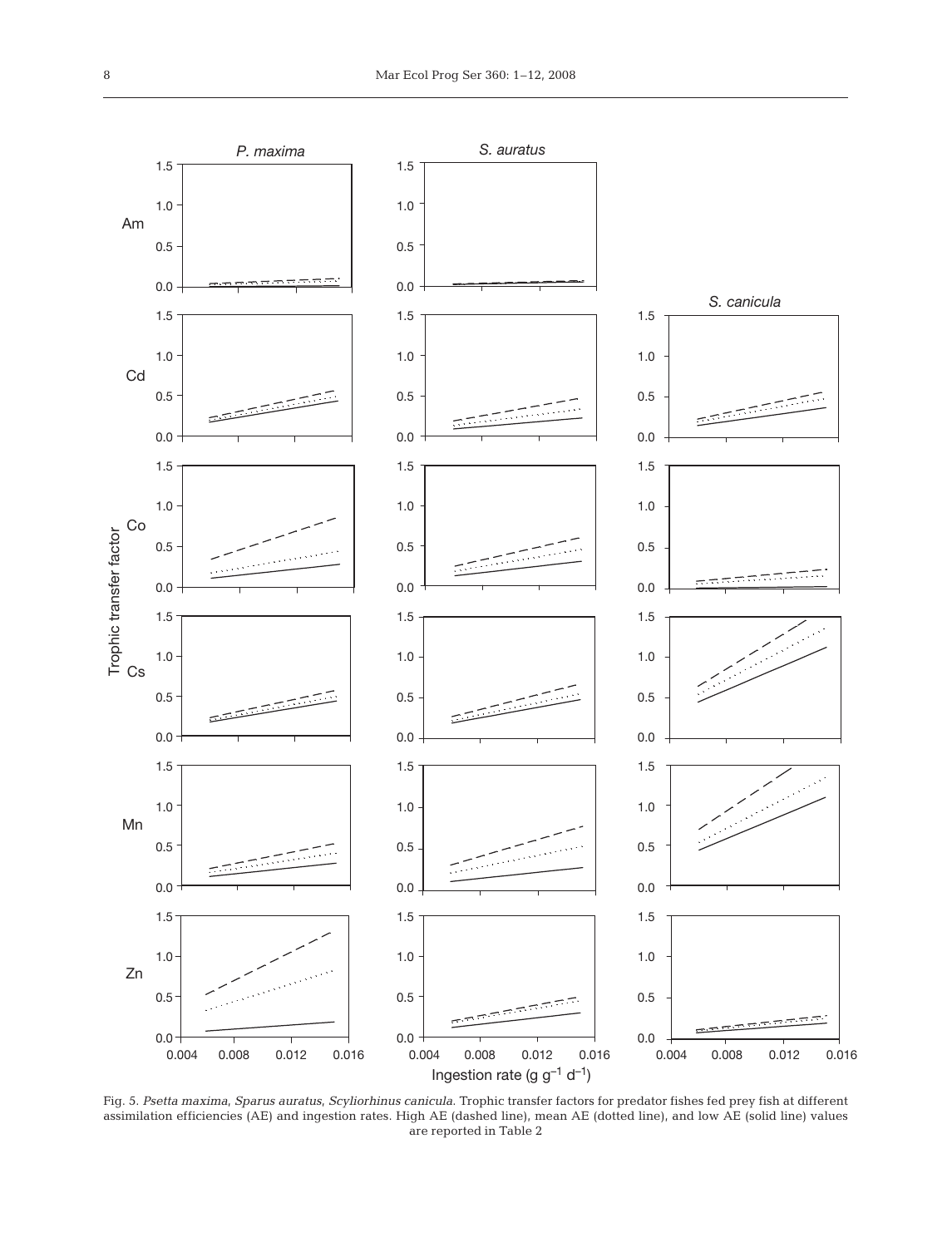Fig. 5. *Psetta maxima*, *Sparus auratus*, *Scyliorhinus canicula*. Trophic transfer factors for predator fishes fed prey fish at different assimilation efficiencies (AE) and ingestion rates. High AE (dashed line), mean AE (dotted line), and low AE (solid line) values are reported in Table 2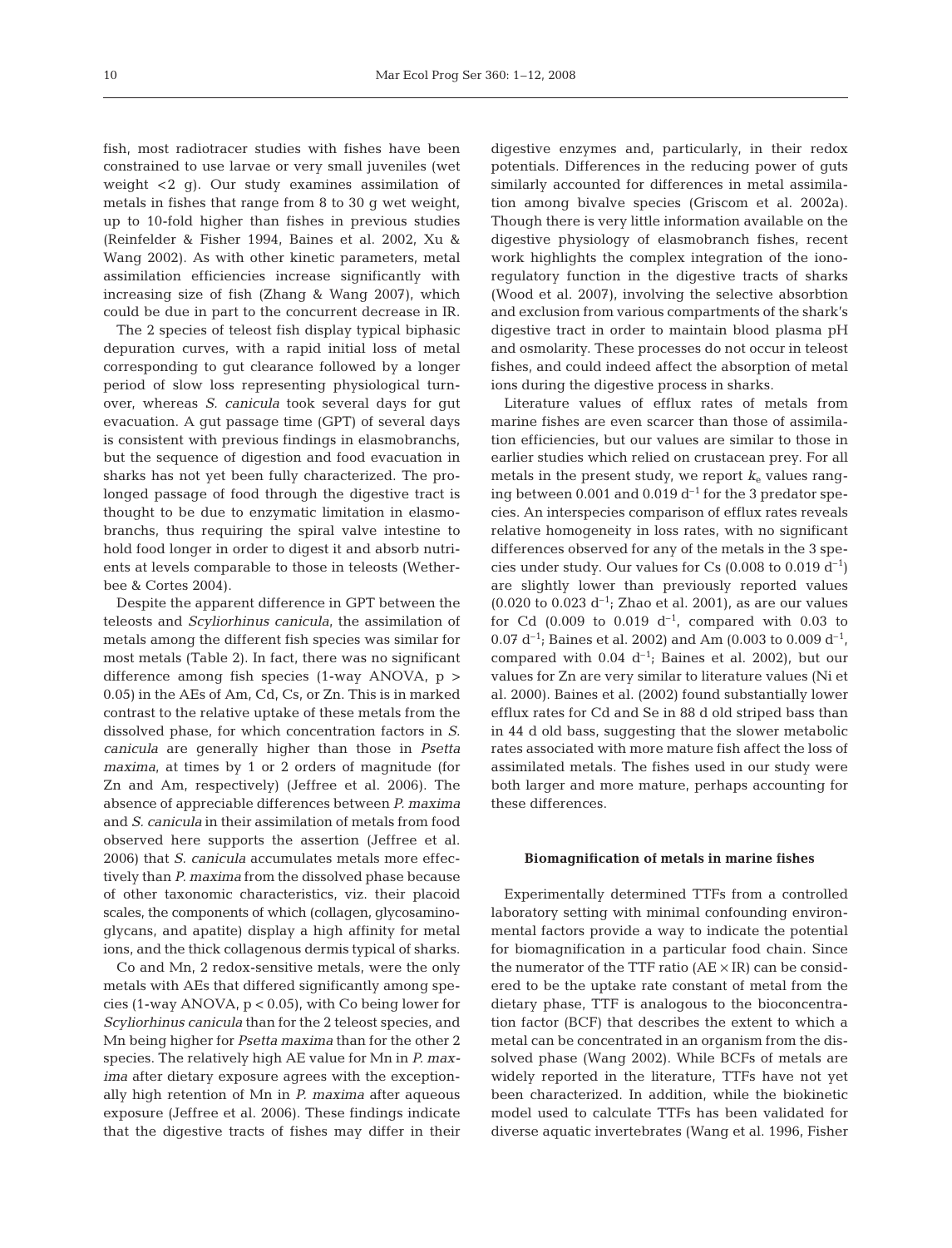fish, most radiotracer studies with fishes have been constrained to use larvae or very small juveniles (wet weight <2 g). Our study examines assimilation of metals in fishes that range from 8 to 30 g wet weight, up to 10-fold higher than fishes in previous studies (Reinfelder & Fisher 1994, Baines et al. 2002, Xu & Wang 2002). As with other kinetic parameters, metal assimilation efficiencies increase significantly with increasing size of fish (Zhang & Wang 2007), which could be due in part to the concurrent decrease in IR.

The 2 species of teleost fish display typical biphasic depuration curves, with a rapid initial loss of metal corresponding to gut clearance followed by a longer period of slow loss representing physiological turnover, whereas *S. canicula* took several days for gut evacuation. A gut passage time (GPT) of several days is consistent with previous findings in elasmobranchs, but the sequence of digestion and food evacuation in sharks has not yet been fully characterized. The prolonged passage of food through the digestive tract is thought to be due to enzymatic limitation in elasmobranchs, thus requiring the spiral valve intestine to hold food longer in order to digest it and absorb nutrients at levels comparable to those in teleosts (Wetherbee & Cortes 2004).

Despite the apparent difference in GPT between the teleosts and *Scyliorhinus canicula*, the assimilation of metals among the different fish species was similar for most metals (Table 2). In fact, there was no significant difference among fish species (1-way ANOVA, $p > 0.05$) in the AEs of Am, Cd, Cs, or Zn. This is in marked contrast to the relative uptake of these metals from the dissolved phase, for which concentration factors in *S. canicula* are generally higher than those in *Psetta maxima*, at times by 1 or 2 orders of magnitude (for Zn and Am, respectively) (Jeffree et al. 2006). The absence of appreciable differences between *P. maxima* and *S. canicula* in their assimilation of metals from food observed here supports the assertion (Jeffree et al. 2006) that *S. canicula* accumulates metals more effectively than *P. maxima* from the dissolved phase because of other taxonomic characteristics, viz. their placoid scales, the components of which (collagen, glycosaminoglycans, and apatite) display a high affinity for metal ions, and the thick collagenous dermis typical of sharks.

Co and Mn, 2 redox-sensitive metals, were the only metals with AEs that differed significantly among species (1-way ANOVA, $p < 0.05$), with Co being lower for *Scyliorhinus canicula* than for the 2 teleost species, and Mn being higher for *Psetta maxima* than for the other 2 species. The relatively high AE value for Mn in *P. maxima* after dietary exposure agrees with the exceptionally high retention of Mn in *P. maxima* after aqueous exposure (Jeffree et al. 2006). These findings indicate that the digestive tracts of fishes may differ in their digestive enzymes and, particularly, in their redox potentials. Differences in the reducing power of guts similarly accounted for differences in metal assimilation among bivalve species (Griscom et al. 2002a). Though there is very little information available on the digestive physiology of elasmobranch fishes, recent work highlights the complex integration of the iono-regulatory function in the digestive tracts of sharks (Wood et al. 2007), involving the selective absorbtion and exclusion from various compartments of the shark's digestive tract in order to maintain blood plasma pH and osmolarity. These processes do not occur in teleost fishes, and could indeed affect the absorption of metal ions during the digestive process in sharks.

Literature values of efflux rates of metals from marine fishes are even scarcer than those of assimilation efficiencies, but our values are similar to those in earlier studies which relied on crustacean prey. For all metals in the present study, we report $k_e$ values ranging between 0.001 and 0.019 $d^{-1}$ for the 3 predator species. An interspecies comparison of efflux rates reveals relative homogeneity in loss rates, with no significant differences observed for any of the metals in the 3 species under study. Our values for Cs (0.008 to 0.019 $d^{-1}$) are slightly lower than previously reported values (0.020 to 0.023 $d^{-1}$; Zhao et al. 2001), as are our values for Cd (0.009 to 0.019 $d^{-1}$, compared with 0.03 to 0.07 $d^{-1}$; Baines et al. 2002) and Am (0.003 to 0.009 $d^{-1}$, compared with 0.04 $d^{-1}$; Baines et al. 2002), but our values for Zn are very similar to literature values (Ni et al. 2000). Baines et al. (2002) found substantially lower efflux rates for Cd and Se in 88 d old striped bass than in 44 d old bass, suggesting that the slower metabolic rates associated with more mature fish affect the loss of assimilated metals. The fishes used in our study were both larger and more mature, perhaps accounting for these differences.

### Biomagnification of metals in marine fishes

Experimentally determined TTFs from a controlled laboratory setting with minimal confounding environmental factors provide a way to indicate the potential for biomagnification in a particular food chain. Since the numerator of the TTF ratio ($AE \times IR$) can be considered to be the uptake rate constant of metal from the dietary phase, TTF is analogous to the bioconcentration factor (BCF) that describes the extent to which a metal can be concentrated in an organism from the dissolved phase (Wang 2002). While BCFs of metals are widely reported in the literature, TTFs have not yet been characterized. In addition, while the biokinetic model used to calculate TTFs has been validated for diverse aquatic invertebrates (Wang et al. 1996, Fisher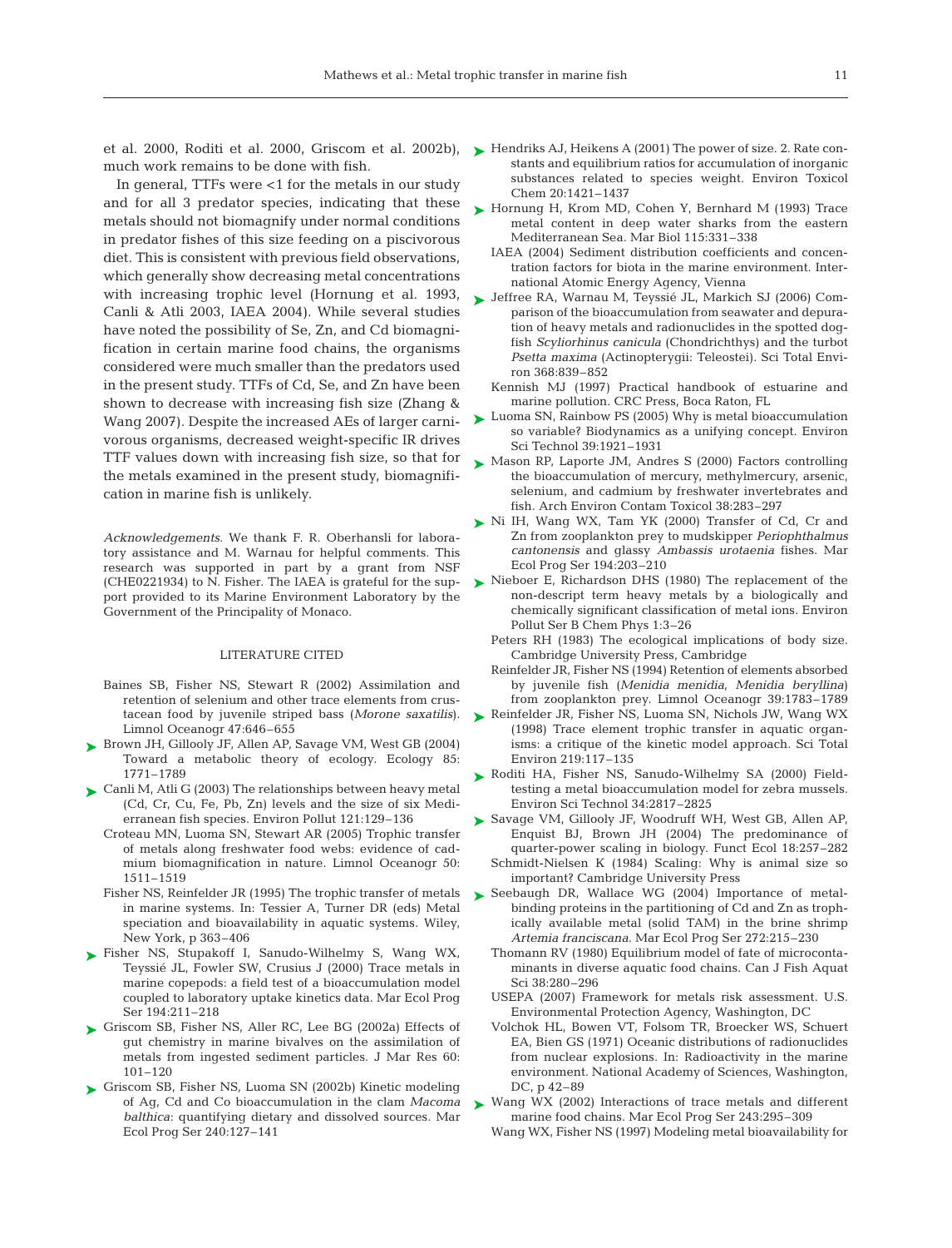et al. 2000, Roditi et al. 2000, Griscom et al. 2002b), much work remains to be done with fish.

In general, TTFs were <1 for the metals in our study and for all 3 predator species, indicating that these metals should not biomagnify under normal conditions in predator fishes of this size feeding on a piscivorous diet. This is consistent with previous field observations, which generally show decreasing metal concentrations with increasing trophic level (Hornung et al. 1993, Canli & Atli 2003, IAEA 2004). While several studies have noted the possibility of Se, Zn, and Cd biomagnification in certain marine food chains, the organisms considered were much smaller than the predators used in the present study. TTFs of Cd, Se, and Zn have been shown to decrease with increasing fish size (Zhang & Wang 2007). Despite the increased AEs of larger carnivorous organisms, decreased weight-specific IR drives TTF values down with increasing fish size, so that for the metals examined in the present study, biomagnification in marine fish is unlikely.

*Acknowledgements.* We thank F. R. Oberhansli for laboratory assistance and M. Warnau for helpful comments. This research was supported in part by a grant from NSF (CHE0221934) to N. Fisher. The IAEA is grateful for the support provided to its Marine Environment Laboratory by the Government of the Principality of Monaco.

## LITERATURE CITED

- Baines SB, Fisher NS, Stewart R (2002) Assimilation and retention of selenium and other trace elements from crustacean food by juvenile striped bass (*Morone saxatilis*). Limnol Oceanogr 47:646–655
- Brown JH, Gillooly JF, Allen AP, Savage VM, West GB (2004) Toward a metabolic theory of ecology. Ecology 85: 1771–1789
- Canli M, Atli G (2003) The relationships between heavy metal (Cd, Cr, Cu, Fe, Pb, Zn) levels and the size of six Mediterranean fish species. Environ Pollut 121:129–136
- Croteau MN, Luoma SN, Stewart AR (2005) Trophic transfer of metals along freshwater food webs: evidence of cadmium biomagnification in nature. Limnol Oceanogr 50: 1511–1519
- Fisher NS, Reinfelder JR (1995) The trophic transfer of metals in marine systems. In: Tessier A, Turner DR (eds) Metal speciation and bioavailability in aquatic systems. Wiley, New York, p 363–406
- Fisher NS, Stupakoff I, Sanudo-Wilhelmy S, Wang WX, Teyssié JL, Fowler SW, Crusius J (2000) Trace metals in marine copepods: a field test of a bioaccumulation model coupled to laboratory uptake kinetics data. Mar Ecol Prog Ser 194:211–218
- Griscom SB, Fisher NS, Aller RC, Lee BG (2002a) Effects of gut chemistry in marine bivalves on the assimilation of metals from ingested sediment particles. J Mar Res 60: 101–120
- Griscom SB, Fisher NS, Luoma SN (2002b) Kinetic modeling of Ag, Cd and Co bioaccumulation in the clam *Macoma balthica*: quantifying dietary and dissolved sources. Mar Ecol Prog Ser 240:127–141
- Hendriks AJ, Heikens A (2001) The power of size. 2. Rate constants and equilibrium ratios for accumulation of inorganic substances related to species weight. Environ Toxicol Chem 20:1421–1437
- Hornung H, Krom MD, Cohen Y, Bernhard M (1993) Trace metal content in deep water sharks from the eastern Mediterranean Sea. Mar Biol 115:331–338
- IAEA (2004) Sediment distribution coefficients and concentration factors for biota in the marine environment. International Atomic Energy Agency, Vienna
- Jeffree RA, Warnau M, Teyssié JL, Markich SJ (2006) Comparison of the bioaccumulation from seawater and depuration of heavy metals and radionuclides in the spotted dogfish *Scyliorhinus canicula* (Chondrichthys) and the turbot *Psetta maxima* (Actinopterygii: Teleostei). Sci Total Environ 368:839–852
- Kennish MJ (1997) Practical handbook of estuarine and marine pollution. CRC Press, Boca Raton, FL
- Luoma SN, Rainbow PS (2005) Why is metal bioaccumulation so variable? Biodynamics as a unifying concept. Environ Sci Technol 39:1921–1931
- Mason RP, Laporte JM, Andres S (2000) Factors controlling the bioaccumulation of mercury, methylmercury, arsenic, selenium, and cadmium by freshwater invertebrates and fish. Arch Environ Contam Toxicol 38:283–297
- Ni IH, Wang WX, Tam YK (2000) Transfer of Cd, Cr and Zn from zooplankton prey to mudskipper *Periophthalmus cantonensis* and glassy *Ambassis urotaenia* fishes. Mar Ecol Prog Ser 194:203–210
- Nieboer E, Richardson DHS (1980) The replacement of the non-descript term heavy metals by a biologically and chemically significant classification of metal ions. Environ Pollut Ser B Chem Phys 1:3–26
- Peters RH (1983) The ecological implications of body size. Cambridge University Press, Cambridge
- Reinfelder JR, Fisher NS (1994) Retention of elements absorbed by juvenile fish (*Menidia menidia*, *Menidia beryllina*) from zooplankton prey. Limnol Oceanogr 39:1783–1789
- Reinfelder JR, Fisher NS, Luoma SN, Nichols JW, Wang WX (1998) Trace element trophic transfer in aquatic organisms: a critique of the kinetic model approach. Sci Total Environ 219:117–135
- Roditi HA, Fisher NS, Sanudo-Wilhelmy SA (2000) Field-testing a metal bioaccumulation model for zebra mussels. Environ Sci Technol 34:2817–2825
- Savage VM, Gillooly JF, Woodruff WH, West GB, Allen AP, Enquist BJ, Brown JH (2004) The predominance of quarter-power scaling in biology. Funct Ecol 18:257–282
- Schmidt-Nielsen K (1984) Scaling: Why is animal size so important? Cambridge University Press
- Seebaugh DR, Wallace WG (2004) Importance of metal-binding proteins in the partitioning of Cd and Zn as trophically available metal (solid TAM) in the brine shrimp *Artemia franciscana*. Mar Ecol Prog Ser 272:215–230
- Thomann RV (1980) Equilibrium model of fate of microcontaminants in diverse aquatic food chains. Can J Fish Aquat Sci 38:280–296
- USEPA (2007) Framework for metals risk assessment. U.S. Environmental Protection Agency, Washington, DC
- Volchok HL, Bowen VT, Folsom TR, Broecker WS, Schuert EA, Bien GS (1971) Oceanic distributions of radionuclides from nuclear explosions. In: Radioactivity in the marine environment. National Academy of Sciences, Washington, DC, p 42–89
- Wang WX (2002) Interactions of trace metals and different marine food chains. Mar Ecol Prog Ser 243:295–309
- Wang WX, Fisher NS (1997) Modeling metal bioavailability for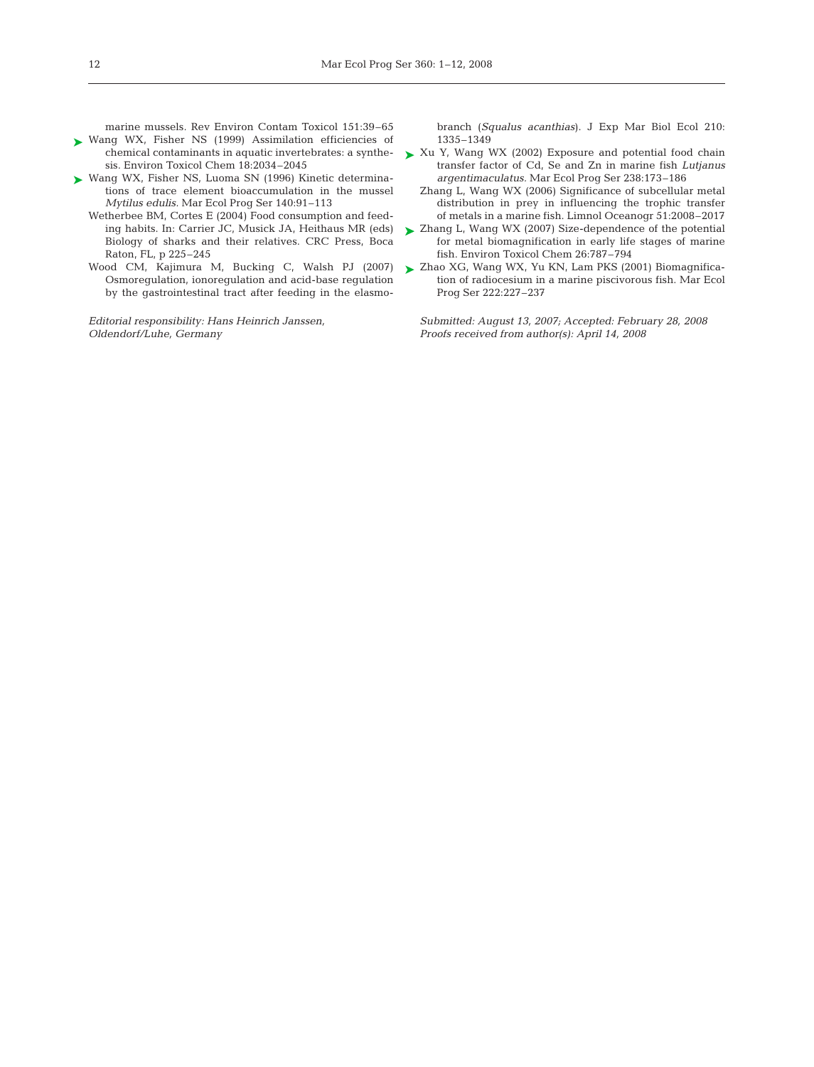marine mussels. Rev Environ Contam Toxicol 151:39–65

Wang WX, Fisher NS (1999) Assimilation efficiencies of chemical contaminants in aquatic invertebrates: a synthesis. Environ Toxicol Chem 18:2034–2045

Wang WX, Fisher NS, Luoma SN (1996) Kinetic determinations of trace element bioaccumulation in the mussel *Mytilus edulis*. Mar Ecol Prog Ser 140:91–113

Wetherbee BM, Cortes E (2004) Food consumption and feeding habits. In: Carrier JC, Musick JA, Heithaus MR (eds) Biology of sharks and their relatives. CRC Press, Boca Raton, FL, p 225–245

Wood CM, Kajimura M, Bucking C, Walsh PJ (2007) Osmoregulation, ionoregulation and acid-base regulation by the gastrointestinal tract after feeding in the elasmobranch (*Squalus acanthias*). J Exp Mar Biol Ecol 210: 1335–1349

Xu Y, Wang WX (2002) Exposure and potential food chain transfer factor of Cd, Se and Zn in marine fish *Lutjanus argentimaculatus*. Mar Ecol Prog Ser 238:173–186

Zhang L, Wang WX (2006) Significance of subcellular metal distribution in prey in influencing the trophic transfer of metals in a marine fish. Limnol Oceanogr 51:2008–2017

Zhang L, Wang WX (2007) Size-dependence of the potential for metal biomagnification in early life stages of marine fish. Environ Toxicol Chem 26:787–794

Zhao XG, Wang WX, Yu KN, Lam PKS (2001) Biomagnification of radiocesium in a marine piscivorous fish. Mar Ecol Prog Ser 222:227–237

*Editorial responsibility: Hans Heinrich Janssen, Oldendorf/Luhe, Germany*

*Submitted: August 13, 2007; Accepted: February 28, 2008*
*Proofs received from author(s): April 14, 2008*